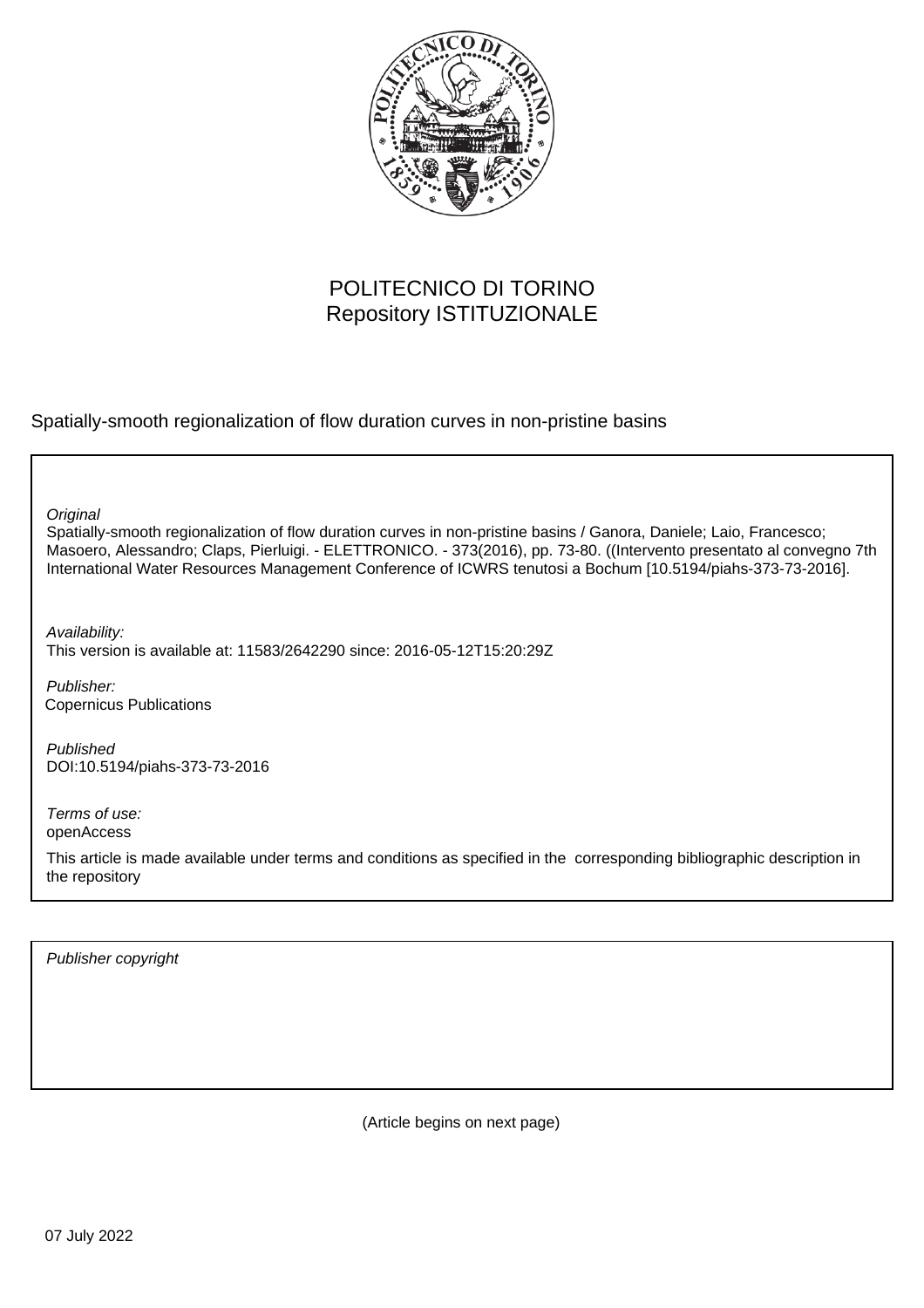POLITECNICO DI TORINO
Repository ISTITUZIONALE

Spatially-smooth regionalization of flow duration curves in non-pristine basins

*Original*
Spatially-smooth regionalization of flow duration curves in non-pristine basins / Ganora, Daniele; Laio, Francesco; Masoero, Alessandro; Claps, Pierluigi. - ELETTRONICO. - 373(2016), pp. 73-80. ((Intervento presentato al convegno 7th International Water Resources Management Conference of ICWRS tenutosi a Bochum [10.5194/piahs-373-73-2016].

*Availability:*
This version is available at: 11583/2642290 since: 2016-05-12T15:20:29Z

*Publisher:*
Copernicus Publications

*Published*
DOI:10.5194/piahs-373-73-2016

*Terms of use:*
openAccess

This article is made available under terms and conditions as specified in the corresponding bibliographic description in the repository

*Publisher copyright*

(Article begins on next page)

07 July 2022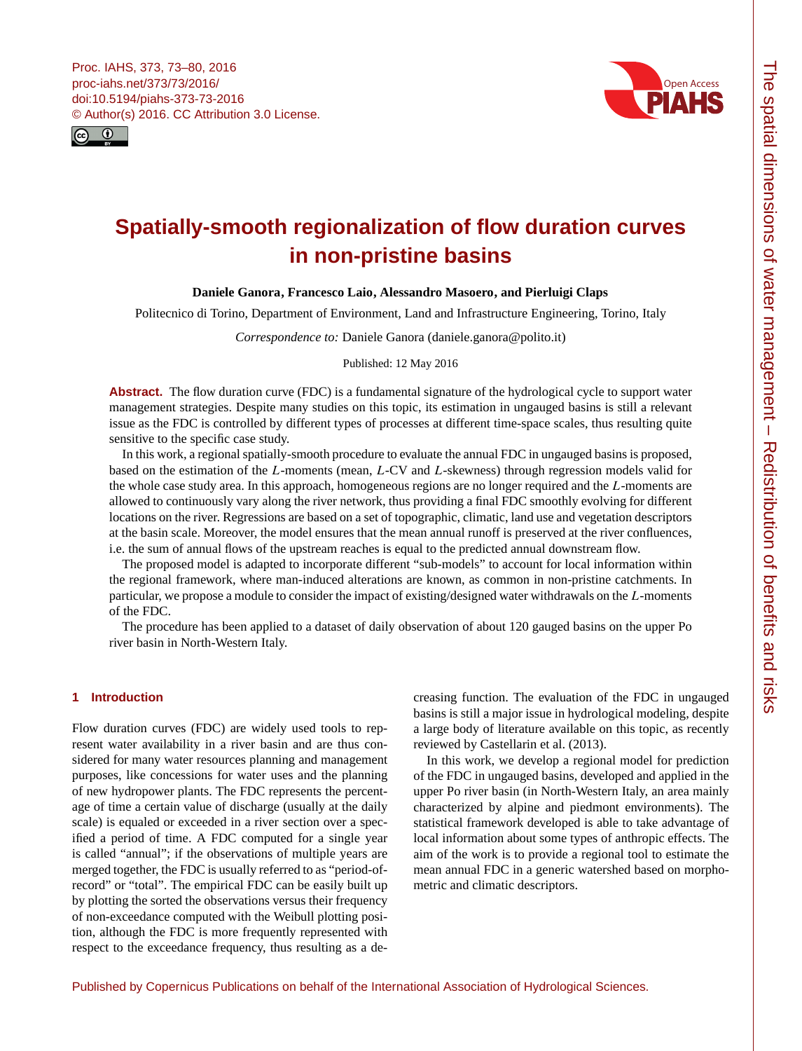# Spatially-smooth regionalization of flow duration curves in non-pristine basins

**Daniele Ganora, Francesco Laio, Alessandro Masoero, and Pierluigi Claps**

Politecnico di Torino, Department of Environment, Land and Infrastructure Engineering, Torino, Italy

*Correspondence to:* Daniele Ganora (daniele.ganora@polito.it)

Published: 12 May 2016

**Abstract.** The flow duration curve (FDC) is a fundamental signature of the hydrological cycle to support water management strategies. Despite many studies on this topic, its estimation in ungauged basins is still a relevant issue as the FDC is controlled by different types of processes at different time-space scales, thus resulting quite sensitive to the specific case study.

In this work, a regional spatially-smooth procedure to evaluate the annual FDC in ungauged basins is proposed, based on the estimation of the $L$-moments (mean, $L$-CV and $L$-skewness) through regression models valid for the whole case study area. In this approach, homogeneous regions are no longer required and the $L$-moments are allowed to continuously vary along the river network, thus providing a final FDC smoothly evolving for different locations on the river. Regressions are based on a set of topographic, climatic, land use and vegetation descriptors at the basin scale. Moreover, the model ensures that the mean annual runoff is preserved at the river confluences, i.e. the sum of annual flows of the upstream reaches is equal to the predicted annual downstream flow.

The proposed model is adapted to incorporate different "sub-models" to account for local information within the regional framework, where man-induced alterations are known, as common in non-pristine catchments. In particular, we propose a module to consider the impact of existing/designed water withdrawals on the $L$-moments of the FDC.

The procedure has been applied to a dataset of daily observation of about 120 gauged basins on the upper Po river basin in North-Western Italy.

## 1 Introduction

Flow duration curves (FDC) are widely used tools to represent water availability in a river basin and are thus considered for many water resources planning and management purposes, like concessions for water uses and the planning of new hydropower plants. The FDC represents the percentage of time a certain value of discharge (usually at the daily scale) is equaled or exceeded in a river section over a specified a period of time. A FDC computed for a single year is called "annual"; if the observations of multiple years are merged together, the FDC is usually referred to as "period-of-record" or "total". The empirical FDC can be easily built up by plotting the sorted the observations versus their frequency of non-exceedance computed with the Weibull plotting position, although the FDC is more frequently represented with respect to the exceedance frequency, thus resulting as a decreasing function. The evaluation of the FDC in ungauged basins is still a major issue in hydrological modeling, despite a large body of literature available on this topic, as recently reviewed by Castellarin et al. (2013).

In this work, we develop a regional model for prediction of the FDC in ungauged basins, developed and applied in the upper Po river basin (in North-Western Italy, an area mainly characterized by alpine and piedmont environments). The statistical framework developed is able to take advantage of local information about some types of anthropic effects. The aim of the work is to provide a regional tool to estimate the mean annual FDC in a generic watershed based on morphometric and climatic descriptors.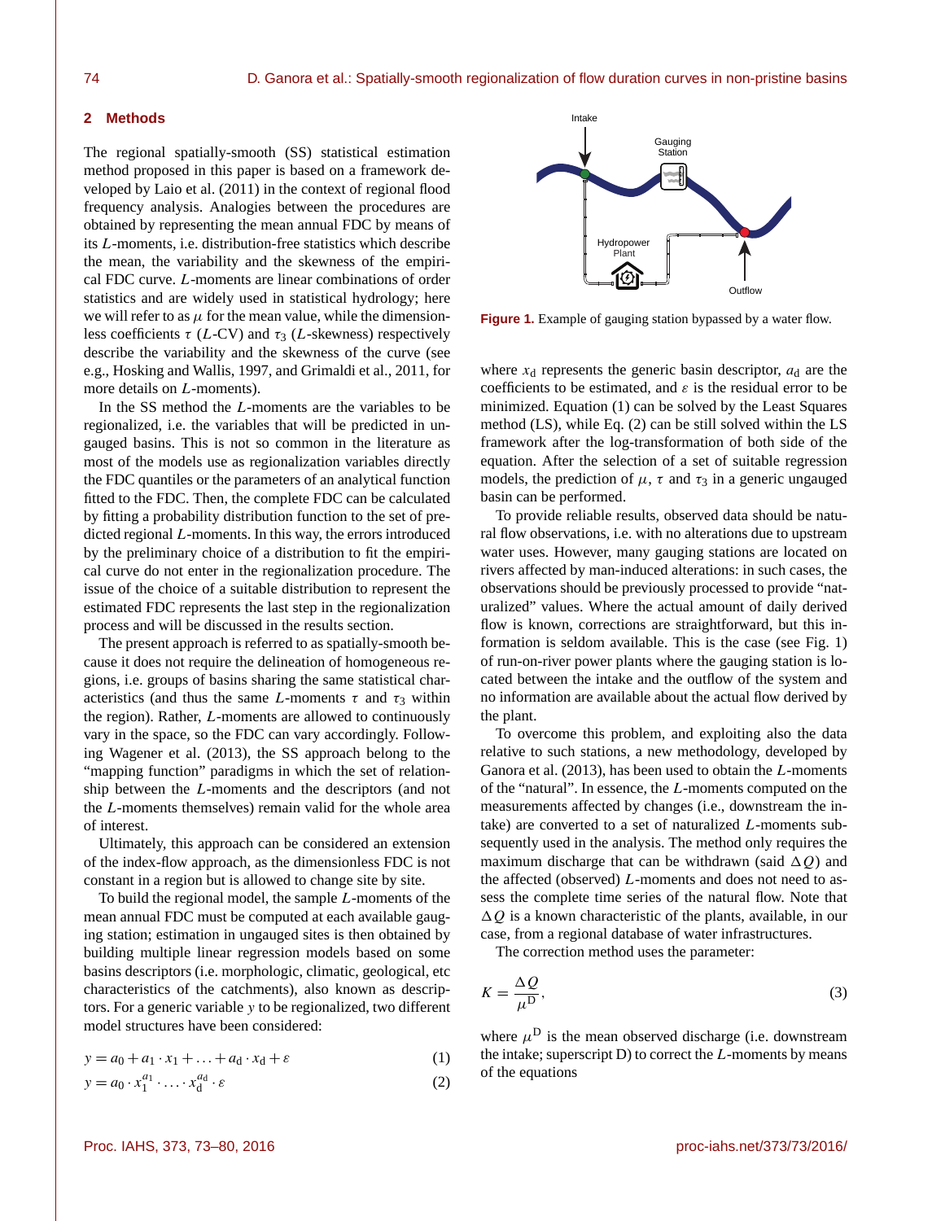## 2 Methods

The regional spatially-smooth (SS) statistical estimation method proposed in this paper is based on a framework developed by Laio et al. (2011) in the context of regional flood frequency analysis. Analogies between the procedures are obtained by representing the mean annual FDC by means of its $L$-moments, i.e. distribution-free statistics which describe the mean, the variability and the skewness of the empirical FDC curve. $L$-moments are linear combinations of order statistics and are widely used in statistical hydrology; here we will refer to as $\mu$ for the mean value, while the dimensionless coefficients $\tau$ ($L$-CV) and $\tau_3$ ($L$-skewness) respectively describe the variability and the skewness of the curve (see e.g., Hosking and Wallis, 1997, and Grimaldi et al., 2011, for more details on $L$-moments).

In the SS method the $L$-moments are the variables to be regionalized, i.e. the variables that will be predicted in ungauged basins. This is not so common in the literature as most of the models use as regionalization variables directly the FDC quantiles or the parameters of an analytical function fitted to the FDC. Then, the complete FDC can be calculated by fitting a probability distribution function to the set of predicted regional $L$-moments. In this way, the errors introduced by the preliminary choice of a distribution to fit the empirical curve do not enter in the regionalization procedure. The issue of the choice of a suitable distribution to represent the estimated FDC represents the last step in the regionalization process and will be discussed in the results section.

The present approach is referred to as spatially-smooth because it does not require the delineation of homogeneous regions, i.e. groups of basins sharing the same statistical characteristics (and thus the same $L$-moments $\tau$ and $\tau_3$ within the region). Rather, $L$-moments are allowed to continuously vary in the space, so the FDC can vary accordingly. Following Wagener et al. (2013), the SS approach belong to the "mapping function" paradigms in which the set of relationship between the $L$-moments and the descriptors (and not the $L$-moments themselves) remain valid for the whole area of interest.

Ultimately, this approach can be considered an extension of the index-flow approach, as the dimensionless FDC is not constant in a region but is allowed to change site by site.

To build the regional model, the sample $L$-moments of the mean annual FDC must be computed at each available gauging station; estimation in ungauged sites is then obtained by building multiple linear regression models based on some basins descriptors (i.e. morphologic, climatic, geological, etc characteristics of the catchments), also known as descriptors. For a generic variable $y$ to be regionalized, two different model structures have been considered:

$$y = a_0 + a_1 \cdot x_1 + \ldots + a_{\mathrm{d}} \cdot x_{\mathrm{d}} + \varepsilon \tag{1}$$

$$y = a_0 \cdot x_1^{a_1} \cdot \ldots \cdot x_{\mathrm{d}}^{a_{\mathrm{d}}} \cdot \varepsilon \tag{2}$$

Figure 1. Example of gauging station bypassed by a water flow.

where $x_{\mathrm{d}}$ represents the generic basin descriptor, $a_{\mathrm{d}}$ are the coefficients to be estimated, and $\varepsilon$ is the residual error to be minimized. Equation (1) can be solved by the Least Squares method (LS), while Eq. (2) can be still solved within the LS framework after the log-transformation of both side of the equation. After the selection of a set of suitable regression models, the prediction of $\mu$, $\tau$ and $\tau_3$ in a generic ungauged basin can be performed.

To provide reliable results, observed data should be natural flow observations, i.e. with no alterations due to upstream water uses. However, many gauging stations are located on rivers affected by man-induced alterations: in such cases, the observations should be previously processed to provide "naturalized" values. Where the actual amount of daily derived flow is known, corrections are straightforward, but this information is seldom available. This is the case (see Fig. 1) of run-on-river power plants where the gauging station is located between the intake and the outflow of the system and no information are available about the actual flow derived by the plant.

To overcome this problem, and exploiting also the data relative to such stations, a new methodology, developed by Ganora et al. (2013), has been used to obtain the $L$-moments of the "natural". In essence, the $L$-moments computed on the measurements affected by changes (i.e., downstream the intake) are converted to a set of naturalized $L$-moments subsequently used in the analysis. The method only requires the maximum discharge that can be withdrawn (said $\Delta Q$) and the affected (observed) $L$-moments and does not need to assess the complete time series of the natural flow. Note that $\Delta Q$ is a known characteristic of the plants, available, in our case, from a regional database of water infrastructures.

The correction method uses the parameter:

$$K = \frac{\Delta Q}{\mu^{\mathrm{D}}}, \tag{3}$$

where $\mu^{\mathrm{D}}$ is the mean observed discharge (i.e. downstream the intake; superscript D) to correct the $L$-moments by means of the equations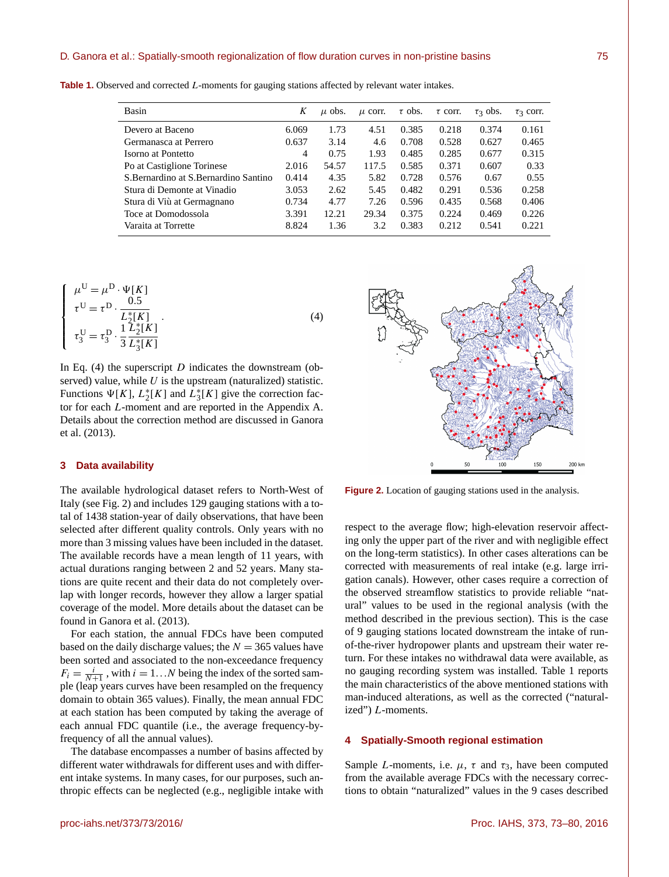**Table 1.** Observed and corrected $L$-moments for gauging stations affected by relevant water intakes.

| Basin | $K$ | $\mu$ obs. | $\mu$ corr. | $\tau$ obs. | $\tau$ corr. | $\tau_3$ obs. | $\tau_3$ corr. |
|---|---|---|---|---|---|---|---|
| Devero at Baceno | 6.069 | 1.73 | 4.51 | 0.385 | 0.218 | 0.374 | 0.161 |
| Germanasca at Perrero | 0.637 | 3.14 | 4.6 | 0.708 | 0.528 | 0.627 | 0.465 |
| Isorno at Pontetto | 4 | 0.75 | 1.93 | 0.485 | 0.285 | 0.677 | 0.315 |
| Po at Castiglione Torinese | 2.016 | 54.57 | 117.5 | 0.585 | 0.371 | 0.607 | 0.33 |
| S.Bernardino at S.Bernardino Santino | 0.414 | 4.35 | 5.82 | 0.728 | 0.576 | 0.67 | 0.55 |
| Stura di Demonte at Vinadio | 3.053 | 2.62 | 5.45 | 0.482 | 0.291 | 0.536 | 0.258 |
| Stura di Viù at Germagnano | 0.734 | 4.77 | 7.26 | 0.596 | 0.435 | 0.568 | 0.406 |
| Toce at Domodossola | 3.391 | 12.21 | 29.34 | 0.375 | 0.224 | 0.469 | 0.226 |
| Varaita at Torrette | 8.824 | 1.36 | 3.2 | 0.383 | 0.212 | 0.541 | 0.221 |

$$
\begin{cases}
\mu^{\mathrm{U}} = \mu^{\mathrm{D}} \cdot \Psi[K] \\
\tau^{\mathrm{U}} = \tau^{\mathrm{D}} \cdot \dfrac{0.5}{L_2^*[K]} \\
\tau_3^{\mathrm{U}} = \tau_3^{\mathrm{D}} \cdot \dfrac{1}{3}\dfrac{L_2^*[K]}{L_3^*[K]}
\end{cases}
. \tag{4}
$$

In Eq. (4) the superscript $D$ indicates the downstream (observed) value, while $U$ is the upstream (naturalized) statistic. Functions $\Psi[K]$, $L_2^*[K]$ and $L_3^*[K]$ give the correction factor for each $L$-moment and are reported in the Appendix A. Details about the correction method are discussed in Ganora et al. (2013).

## 3 Data availability

The available hydrological dataset refers to North-West of Italy (see Fig. 2) and includes 129 gauging stations with a total of 1438 station-year of daily observations, that have been selected after different quality controls. Only years with no more than 3 missing values have been included in the dataset. The available records have a mean length of 11 years, with actual durations ranging between 2 and 52 years. Many stations are quite recent and their data do not completely overlap with longer records, however they allow a larger spatial coverage of the model. More details about the dataset can be found in Ganora et al. (2013).

For each station, the annual FDCs have been computed based on the daily discharge values; the $N = 365$ values have been sorted and associated to the non-exceedance frequency $F_i = \frac{i}{N+1}$, with $i = 1 \ldots N$ being the index of the sorted sample (leap years curves have been resampled on the frequency domain to obtain 365 values). Finally, the mean annual FDC at each station has been computed by taking the average of each annual FDC quantile (i.e., the average frequency-by-frequency of all the annual values).

The database encompasses a number of basins affected by different water withdrawals for different uses and with different intake systems. In many cases, for our purposes, such anthropic effects can be neglected (e.g., negligible intake with respect to the average flow; high-elevation reservoir affecting only the upper part of the river and with negligible effect on the long-term statistics). In other cases alterations can be corrected with measurements of real intake (e.g. large irrigation canals). However, other cases require a correction of the observed streamflow statistics to provide reliable "natural" values to be used in the regional analysis (with the method described in the previous section). This is the case of 9 gauging stations located downstream the intake of run-of-the-river hydropower plants and upstream their water return. For these intakes no withdrawal data were available, as no gauging recording system was installed. Table 1 reports the main characteristics of the above mentioned stations with man-induced alterations, as well as the corrected ("naturalized") $L$-moments.

**Figure 2.** Location of gauging stations used in the analysis.

## 4 Spatially-Smooth regional estimation

Sample $L$-moments, i.e. $\mu$, $\tau$ and $\tau_3$, have been computed from the available average FDCs with the necessary corrections to obtain "naturalized" values in the 9 cases described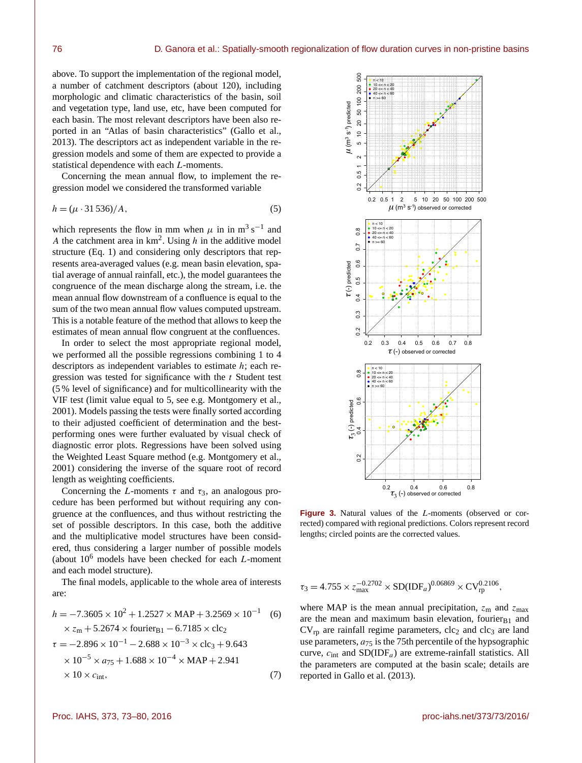above. To support the implementation of the regional model, a number of catchment descriptors (about 120), including morphologic and climatic characteristics of the basin, soil and vegetation type, land use, etc, have been computed for each basin. The most relevant descriptors have been also reported in an "Atlas of basin characteristics" (Gallo et al., 2013). The descriptors act as independent variable in the regression models and some of them are expected to provide a statistical dependence with each $L$-moments.

Concerning the mean annual flow, to implement the regression model we considered the transformed variable

$$h = (\mu \cdot 31\,536)/A, \tag{5}$$

which represents the flow in mm when $\mu$ in in $\mathrm{m^3\,s^{-1}}$ and $A$ the catchment area in $\mathrm{km^2}$. Using $h$ in the additive model structure (Eq. 1) and considering only descriptors that represents area-averaged values (e.g. mean basin elevation, spatial average of annual rainfall, etc.), the model guarantees the congruence of the mean discharge along the stream, i.e. the mean annual flow downstream of a confluence is equal to the sum of the two mean annual flow values computed upstream. This is a notable feature of the method that allows to keep the estimates of mean annual flow congruent at the confluences.

In order to select the most appropriate regional model, we performed all the possible regressions combining 1 to 4 descriptors as independent variables to estimate $h$; each regression was tested for significance with the $t$ Student test (5 % level of significance) and for multicollinearity with the VIF test (limit value equal to 5, see e.g. Montgomery et al., 2001). Models passing the tests were finally sorted according to their adjusted coefficient of determination and the best-performing ones were further evaluated by visual check of diagnostic error plots. Regressions have been solved using the Weighted Least Square method (e.g. Montgomery et al., 2001) considering the inverse of the square root of record length as weighting coefficients.

Concerning the $L$-moments $\tau$ and $\tau_3$, an analogous procedure has been performed but without requiring any congruence at the confluences, and thus without restricting the set of possible descriptors. In this case, both the additive and the multiplicative model structures have been considered, thus considering a larger number of possible models (about $10^6$ models have been checked for each $L$-moment and each model structure).

The final models, applicable to the whole area of interests are:

$$h = -7.3605 \times 10^2 + 1.2527 \times \mathrm{MAP} + 3.2569 \times 10^{-1} \times z_\mathrm{m} + 5.2674 \times \mathrm{fourier_{B1}} - 6.7185 \times \mathrm{clc_2} \tag{6}$$

$$\tau = -2.896 \times 10^{-1} - 2.688 \times 10^{-3} \times \mathrm{clc_3} + 9.643 \times 10^{-5} \times a_{75} + 1.688 \times 10^{-4} \times \mathrm{MAP} + 2.941 \times 10 \times c_\mathrm{int}, \tag{7}$$

$$\tau_3 = 4.755 \times z_\mathrm{max}^{-0.2702} \times \mathrm{SD(IDF}_a)^{0.06869} \times \mathrm{CV_{rp}}^{0.2106},$$

where MAP is the mean annual precipitation, $z_\mathrm{m}$ and $z_\mathrm{max}$ are the mean and maximum basin elevation, $\mathrm{fourier_{B1}}$ and $\mathrm{CV_{rp}}$ are rainfall regime parameters, $\mathrm{clc_2}$ and $\mathrm{clc_3}$ are land use parameters, $a_{75}$ is the 75th percentile of the hypsographic curve, $c_\mathrm{int}$ and $\mathrm{SD(IDF}_a)$ are extreme-rainfall statistics. All the parameters are computed at the basin scale; details are reported in Gallo et al. (2013).

**Figure 3.** Natural values of the $L$-moments (observed or corrected) compared with regional predictions. Colors represent record lengths; circled points are the corrected values.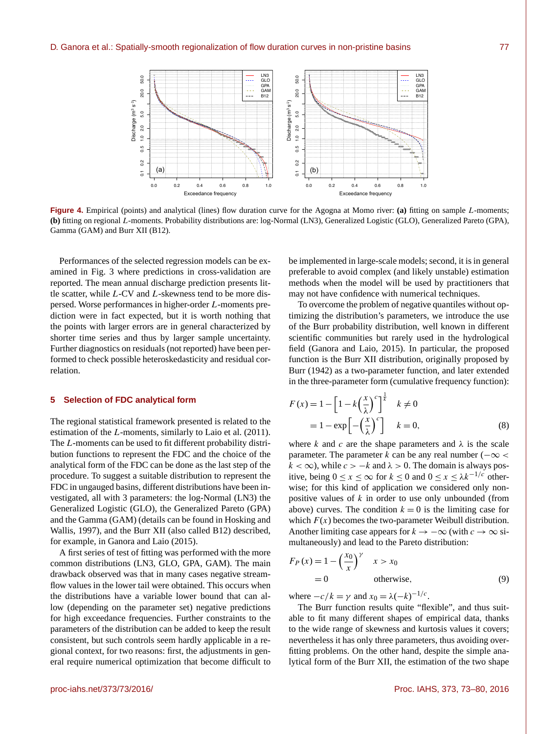Figure 4. Empirical (points) and analytical (lines) flow duration curve for the Agogna at Momo river: **(a)** fitting on sample $L$-moments; **(b)** fitting on regional $L$-moments. Probability distributions are: log-Normal (LN3), Generalized Logistic (GLO), Generalized Pareto (GPA), Gamma (GAM) and Burr XII (B12).

Performances of the selected regression models can be examined in Fig. 3 where predictions in cross-validation are reported. The mean annual discharge prediction presents little scatter, while $L$-CV and $L$-skewness tend to be more dispersed. Worse performances in higher-order $L$-moments prediction were in fact expected, but it is worth nothing that the points with larger errors are in general characterized by shorter time series and thus by larger sample uncertainty. Further diagnostics on residuals (not reported) have been performed to check possible heteroskedasticity and residual correlation.

## 5 Selection of FDC analytical form

The regional statistical framework presented is related to the estimation of the $L$-moments, similarly to Laio et al. (2011). The $L$-moments can be used to fit different probability distribution functions to represent the FDC and the choice of the analytical form of the FDC can be done as the last step of the procedure. To suggest a suitable distribution to represent the FDC in ungauged basins, different distributions have been investigated, all with 3 parameters: the log-Normal (LN3) the Generalized Logistic (GLO), the Generalized Pareto (GPA) and the Gamma (GAM) (details can be found in Hosking and Wallis, 1997), and the Burr XII (also called B12) described, for example, in Ganora and Laio (2015).

A first series of test of fitting was performed with the more common distributions (LN3, GLO, GPA, GAM). The main drawback observed was that in many cases negative streamflow values in the lower tail were obtained. This occurs when the distributions have a variable lower bound that can allow (depending on the parameter set) negative predictions for high exceedance frequencies. Further constraints to the parameters of the distribution can be added to keep the result consistent, but such controls seem hardly applicable in a regional context, for two reasons: first, the adjustments in general require numerical optimization that become difficult to be implemented in large-scale models; second, it is in general preferable to avoid complex (and likely unstable) estimation methods when the model will be used by practitioners that may not have confidence with numerical techniques.

To overcome the problem of negative quantiles without optimizing the distribution's parameters, we introduce the use of the Burr probability distribution, well known in different scientific communities but rarely used in the hydrological field (Ganora and Laio, 2015). In particular, the proposed function is the Burr XII distribution, originally proposed by Burr (1942) as a two-parameter function, and later extended in the three-parameter form (cumulative frequency function):

$$
\begin{aligned}
F(x) &= 1 - \left[1 - k\left(\frac{x}{\lambda}\right)^c\right]^{\frac{1}{k}} \quad k \neq 0 \\
&= 1 - \exp\left[-\left(\frac{x}{\lambda}\right)^c\right] \quad k = 0,
\end{aligned}
\tag{8}
$$

where $k$ and $c$ are the shape parameters and $\lambda$ is the scale parameter. The parameter $k$ can be any real number ($-\infty < k < \infty$), while $c > -k$ and $\lambda > 0$. The domain is always positive, being $0 \le x \le \infty$ for $k \le 0$ and $0 \le x \le \lambda k^{-1/c}$ otherwise; for this kind of application we considered only non-positive values of $k$ in order to use only unbounded (from above) curves. The condition $k = 0$ is the limiting case for which $F(x)$ becomes the two-parameter Weibull distribution. Another limiting case appears for $k \to -\infty$ (with $c \to \infty$ simultaneously) and lead to the Pareto distribution:

$$
\begin{aligned}
F_P(x) &= 1 - \left(\frac{x_0}{x}\right)^{\gamma} \quad x > x_0 \\
&= 0 \qquad\qquad\quad \text{otherwise,}
\end{aligned}
\tag{9}
$$

where $-c/k = \gamma$ and $x_0 = \lambda(-k)^{-1/c}$.

The Burr function results quite "flexible", and thus suitable to fit many different shapes of empirical data, thanks to the wide range of skewness and kurtosis values it covers; nevertheless it has only three parameters, thus avoiding overfitting problems. On the other hand, despite the simple analytical form of the Burr XII, the estimation of the two shape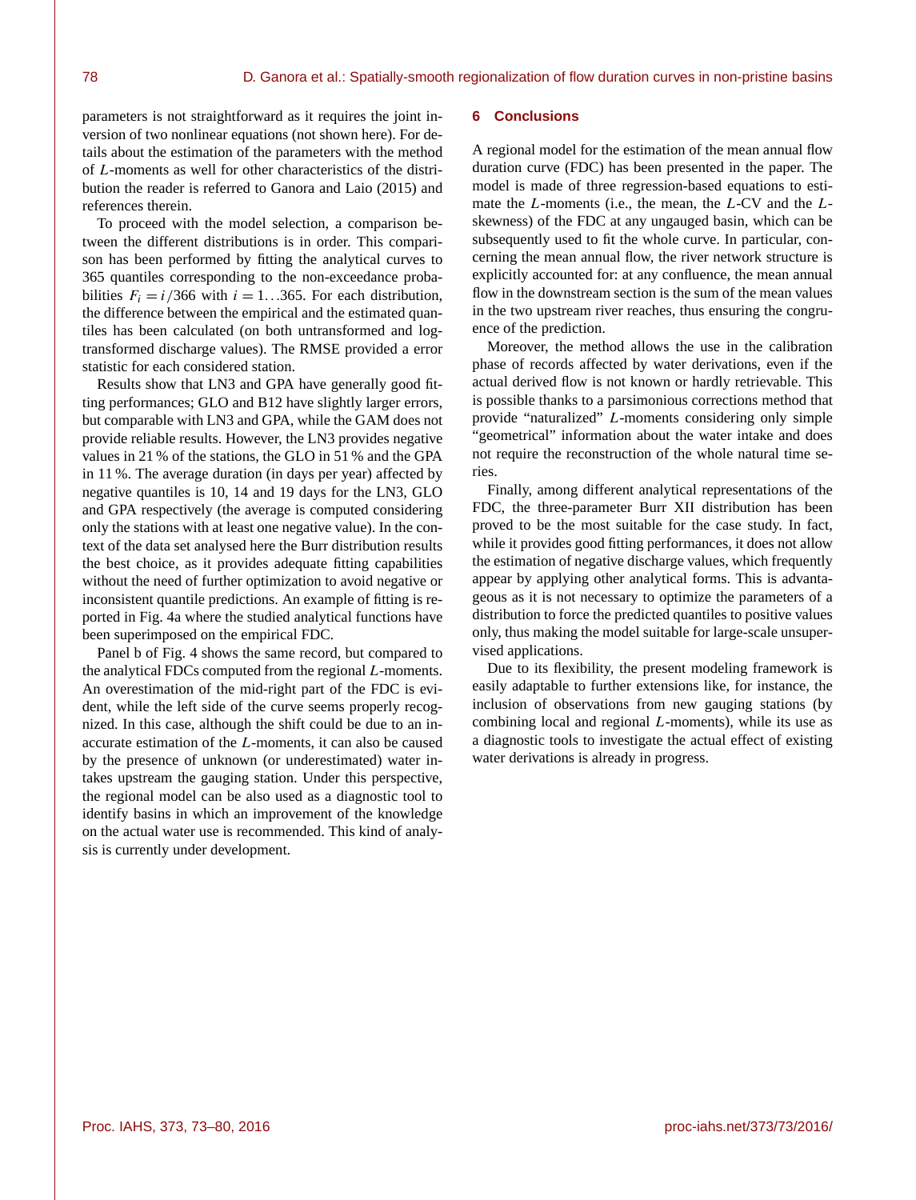parameters is not straightforward as it requires the joint inversion of two nonlinear equations (not shown here). For details about the estimation of the parameters with the method of $L$-moments as well for other characteristics of the distribution the reader is referred to Ganora and Laio (2015) and references therein.

To proceed with the model selection, a comparison between the different distributions is in order. This comparison has been performed by fitting the analytical curves to 365 quantiles corresponding to the non-exceedance probabilities $F_i = i/366$ with $i = 1\ldots365$. For each distribution, the difference between the empirical and the estimated quantiles has been calculated (on both untransformed and log-transformed discharge values). The RMSE provided a error statistic for each considered station.

Results show that LN3 and GPA have generally good fitting performances; GLO and B12 have slightly larger errors, but comparable with LN3 and GPA, while the GAM does not provide reliable results. However, the LN3 provides negative values in 21 % of the stations, the GLO in 51 % and the GPA in 11 %. The average duration (in days per year) affected by negative quantiles is 10, 14 and 19 days for the LN3, GLO and GPA respectively (the average is computed considering only the stations with at least one negative value). In the context of the data set analysed here the Burr distribution results the best choice, as it provides adequate fitting capabilities without the need of further optimization to avoid negative or inconsistent quantile predictions. An example of fitting is reported in Fig. 4a where the studied analytical functions have been superimposed on the empirical FDC.

Panel b of Fig. 4 shows the same record, but compared to the analytical FDCs computed from the regional $L$-moments. An overestimation of the mid-right part of the FDC is evident, while the left side of the curve seems properly recognized. In this case, although the shift could be due to an inaccurate estimation of the $L$-moments, it can also be caused by the presence of unknown (or underestimated) water intakes upstream the gauging station. Under this perspective, the regional model can be also used as a diagnostic tool to identify basins in which an improvement of the knowledge on the actual water use is recommended. This kind of analysis is currently under development.

## 6 Conclusions

A regional model for the estimation of the mean annual flow duration curve (FDC) has been presented in the paper. The model is made of three regression-based equations to estimate the $L$-moments (i.e., the mean, the $L$-CV and the $L$-skewness) of the FDC at any ungauged basin, which can be subsequently used to fit the whole curve. In particular, concerning the mean annual flow, the river network structure is explicitly accounted for: at any confluence, the mean annual flow in the downstream section is the sum of the mean values in the two upstream river reaches, thus ensuring the congruence of the prediction.

Moreover, the method allows the use in the calibration phase of records affected by water derivations, even if the actual derived flow is not known or hardly retrievable. This is possible thanks to a parsimonious corrections method that provide "naturalized" $L$-moments considering only simple "geometrical" information about the water intake and does not require the reconstruction of the whole natural time series.

Finally, among different analytical representations of the FDC, the three-parameter Burr XII distribution has been proved to be the most suitable for the case study. In fact, while it provides good fitting performances, it does not allow the estimation of negative discharge values, which frequently appear by applying other analytical forms. This is advantageous as it is not necessary to optimize the parameters of a distribution to force the predicted quantiles to positive values only, thus making the model suitable for large-scale unsupervised applications.

Due to its flexibility, the present modeling framework is easily adaptable to further extensions like, for instance, the inclusion of observations from new gauging stations (by combining local and regional $L$-moments), while its use as a diagnostic tools to investigate the actual effect of existing water derivations is already in progress.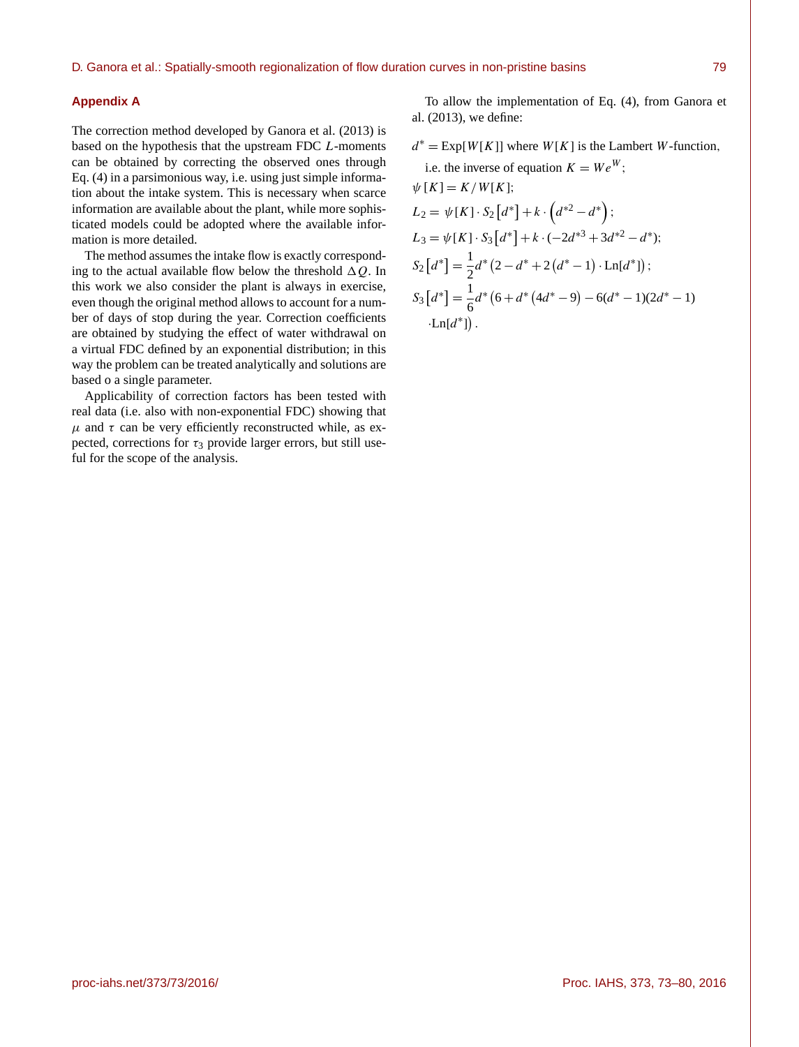## Appendix A

The correction method developed by Ganora et al. (2013) is based on the hypothesis that the upstream FDC $L$-moments can be obtained by correcting the observed ones through Eq. (4) in a parsimonious way, i.e. using just simple information about the intake system. This is necessary when scarce information are available about the plant, while more sophisticated models could be adopted where the available information is more detailed.

The method assumes the intake flow is exactly corresponding to the actual available flow below the threshold $\Delta Q$. In this work we also consider the plant is always in exercise, even though the original method allows to account for a number of days of stop during the year. Correction coefficients are obtained by studying the effect of water withdrawal on a virtual FDC defined by an exponential distribution; in this way the problem can be treated analytically and solutions are based o a single parameter.

Applicability of correction factors has been tested with real data (i.e. also with non-exponential FDC) showing that $\mu$ and $\tau$ can be very efficiently reconstructed while, as expected, corrections for $\tau_3$ provide larger errors, but still useful for the scope of the analysis.

To allow the implementation of Eq. (4), from Ganora et al. (2013), we define:

$d^* = \mathrm{Exp}[W[K]]$ where $W[K]$ is the Lambert $W$-function, i.e. the inverse of equation $K = We^W$;

$$\psi[K] = K/W[K];$$

$$L_2 = \psi[K] \cdot S_2\left[d^*\right] + k \cdot \left(d^{*2} - d^*\right);$$

$$L_3 = \psi[K] \cdot S_3\left[d^*\right] + k \cdot (-2d^{*3} + 3d^{*2} - d^*);$$

$$S_2\left[d^*\right] = \frac{1}{2} d^* \left(2 - d^* + 2\left(d^* - 1\right) \cdot \mathrm{Ln}[d^*]\right);$$

$$S_3\left[d^*\right] = \frac{1}{6} d^* \left(6 + d^* \left(4d^* - 9\right) - 6(d^* - 1)(2d^* - 1) \cdot \mathrm{Ln}[d^*]\right).$$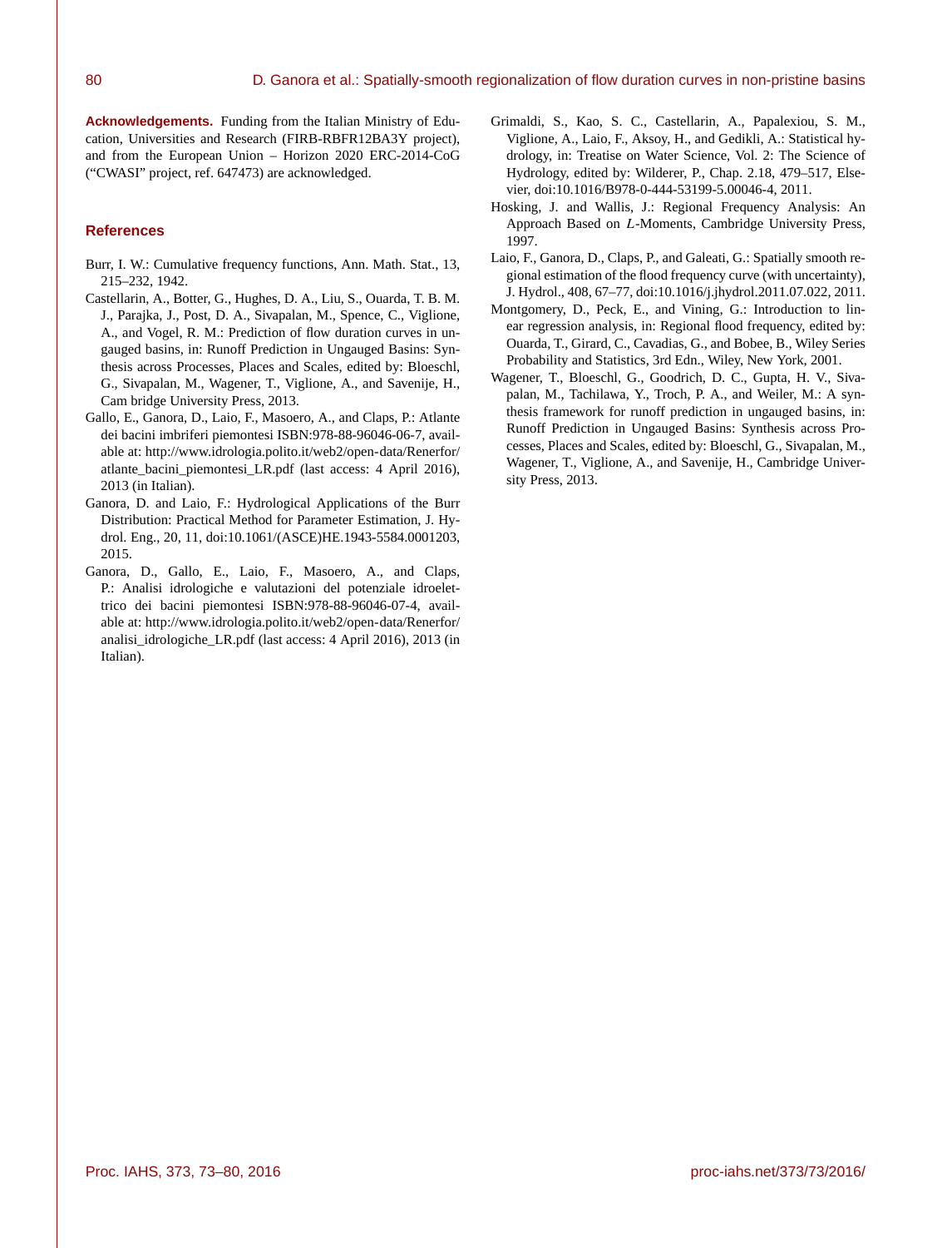**Acknowledgements.** Funding from the Italian Ministry of Education, Universities and Research (FIRB-RBFR12BA3Y project), and from the European Union – Horizon 2020 ERC-2014-CoG ("CWASI" project, ref. 647473) are acknowledged.

## References

Burr, I. W.: Cumulative frequency functions, Ann. Math. Stat., 13, 215–232, 1942.

Castellarin, A., Botter, G., Hughes, D. A., Liu, S., Ouarda, T. B. M. J., Parajka, J., Post, D. A., Sivapalan, M., Spence, C., Viglione, A., and Vogel, R. M.: Prediction of flow duration curves in ungauged basins, in: Runoff Prediction in Ungauged Basins: Synthesis across Processes, Places and Scales, edited by: Bloeschl, G., Sivapalan, M., Wagener, T., Viglione, A., and Savenije, H., Cam bridge University Press, 2013.

Gallo, E., Ganora, D., Laio, F., Masoero, A., and Claps, P.: Atlante dei bacini imbriferi piemontesi ISBN:978-88-96046-06-7, available at: http://www.idrologia.polito.it/web2/open-data/Renerfor/atlante_bacini_piemontesi_LR.pdf (last access: 4 April 2016), 2013 (in Italian).

Ganora, D. and Laio, F.: Hydrological Applications of the Burr Distribution: Practical Method for Parameter Estimation, J. Hydrol. Eng., 20, 11, doi:10.1061/(ASCE)HE.1943-5584.0001203, 2015.

Ganora, D., Gallo, E., Laio, F., Masoero, A., and Claps, P.: Analisi idrologiche e valutazioni del potenziale idroelettrico dei bacini piemontesi ISBN:978-88-96046-07-4, available at: http://www.idrologia.polito.it/web2/open-data/Renerfor/analisi_idrologiche_LR.pdf (last access: 4 April 2016), 2013 (in Italian).

Grimaldi, S., Kao, S. C., Castellarin, A., Papalexiou, S. M., Viglione, A., Laio, F., Aksoy, H., and Gedikli, A.: Statistical hydrology, in: Treatise on Water Science, Vol. 2: The Science of Hydrology, edited by: Wilderer, P., Chap. 2.18, 479–517, Elsevier, doi:10.1016/B978-0-444-53199-5.00046-4, 2011.

Hosking, J. and Wallis, J.: Regional Frequency Analysis: An Approach Based on *L*-Moments, Cambridge University Press, 1997.

Laio, F., Ganora, D., Claps, P., and Galeati, G.: Spatially smooth regional estimation of the flood frequency curve (with uncertainty), J. Hydrol., 408, 67–77, doi:10.1016/j.jhydrol.2011.07.022, 2011.

Montgomery, D., Peck, E., and Vining, G.: Introduction to linear regression analysis, in: Regional flood frequency, edited by: Ouarda, T., Girard, C., Cavadias, G., and Bobee, B., Wiley Series Probability and Statistics, 3rd Edn., Wiley, New York, 2001.

Wagener, T., Bloeschl, G., Goodrich, D. C., Gupta, H. V., Sivapalan, M., Tachilawa, Y., Troch, P. A., and Weiler, M.: A synthesis framework for runoff prediction in ungauged basins, in: Runoff Prediction in Ungauged Basins: Synthesis across Processes, Places and Scales, edited by: Bloeschl, G., Sivapalan, M., Wagener, T., Viglione, A., and Savenije, H., Cambridge University Press, 2013.